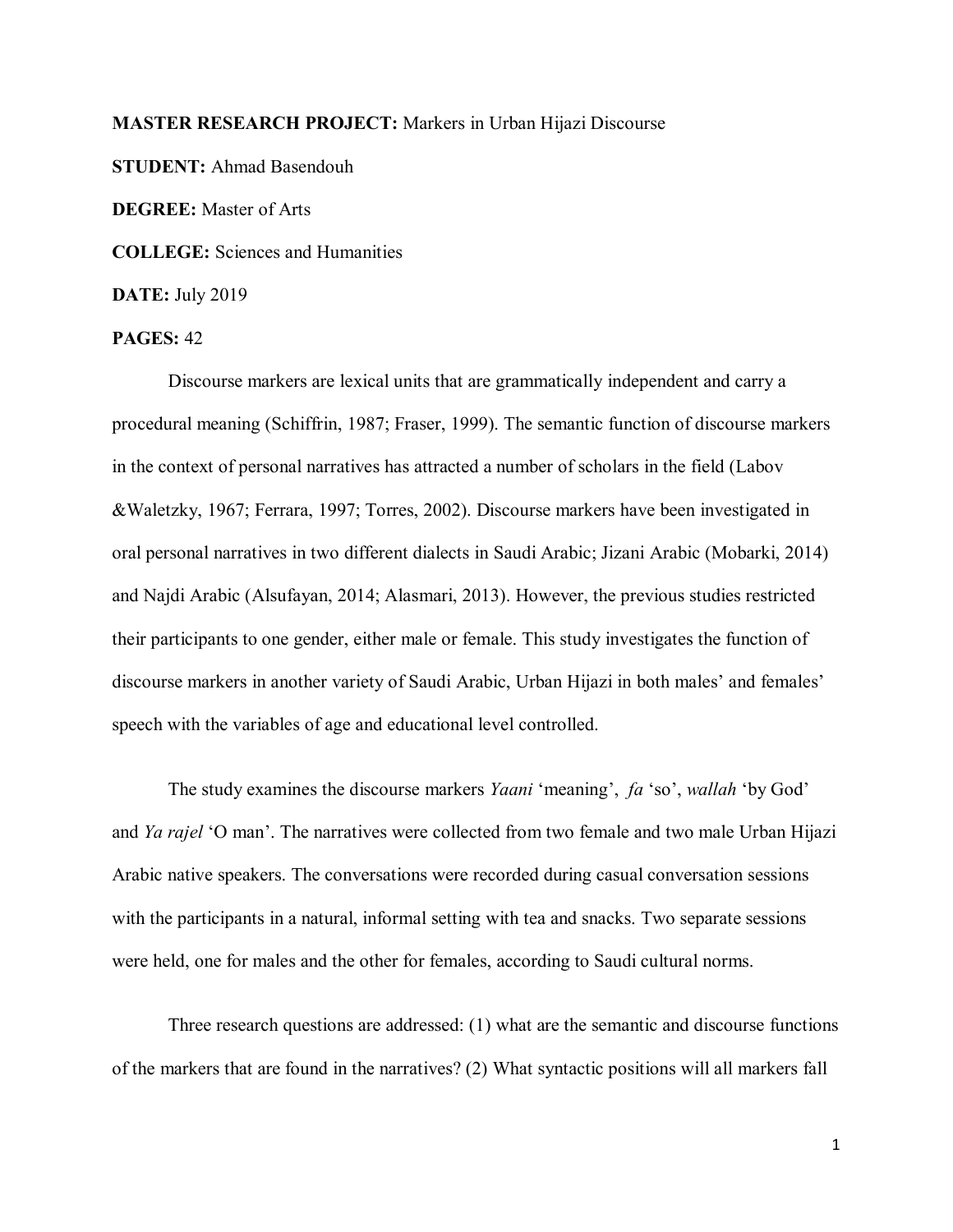**MASTER RESEARCH PROJECT:** Markers in Urban Hijazi Discourse

**STUDENT:** Ahmad Basendouh

**DEGREE:** Master of Arts

**COLLEGE:** Sciences and Humanities

**DATE:** July 2019

**PAGES:** 42

Discourse markers are lexical units that are grammatically independent and carry a procedural meaning (Schiffrin, 1987; Fraser, 1999). The semantic function of discourse markers in the context of personal narratives has attracted a number of scholars in the field (Labov &Waletzky, 1967; Ferrara, 1997; Torres, 2002). Discourse markers have been investigated in oral personal narratives in two different dialects in Saudi Arabic; Jizani Arabic (Mobarki, 2014) and Najdi Arabic (Alsufayan, 2014; Alasmari, 2013). However, the previous studies restricted their participants to one gender, either male or female. This study investigates the function of discourse markers in another variety of Saudi Arabic, Urban Hijazi in both males' and females' speech with the variables of age and educational level controlled.

The study examines the discourse markers *Yaani* 'meaning', *fa* 'so', *wallah* 'by God' and *Ya rajel* 'O man'. The narratives were collected from two female and two male Urban Hijazi Arabic native speakers. The conversations were recorded during casual conversation sessions with the participants in a natural, informal setting with tea and snacks. Two separate sessions were held, one for males and the other for females, according to Saudi cultural norms.

Three research questions are addressed: (1) what are the semantic and discourse functions of the markers that are found in the narratives? (2) What syntactic positions will all markers fall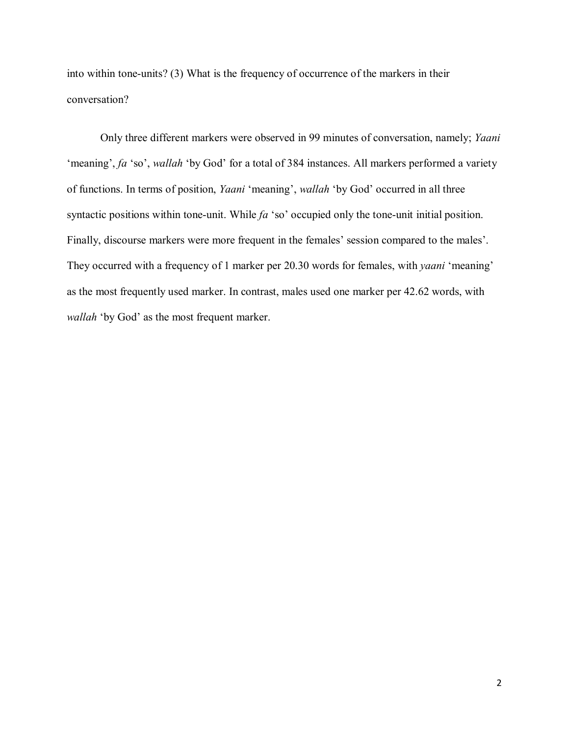into within tone-units? (3) What is the frequency of occurrence of the markers in their conversation?

Only three different markers were observed in 99 minutes of conversation, namely; *Yaani* 'meaning', *fa* 'so', *wallah* 'by God' for a total of 384 instances. All markers performed a variety of functions. In terms of position, *Yaani* 'meaning', *wallah* 'by God' occurred in all three syntactic positions within tone-unit. While *fa* 'so' occupied only the tone-unit initial position. Finally, discourse markers were more frequent in the females' session compared to the males'. They occurred with a frequency of 1 marker per 20.30 words for females, with *yaani* 'meaning' as the most frequently used marker. In contrast, males used one marker per 42.62 words, with *wallah* 'by God' as the most frequent marker.